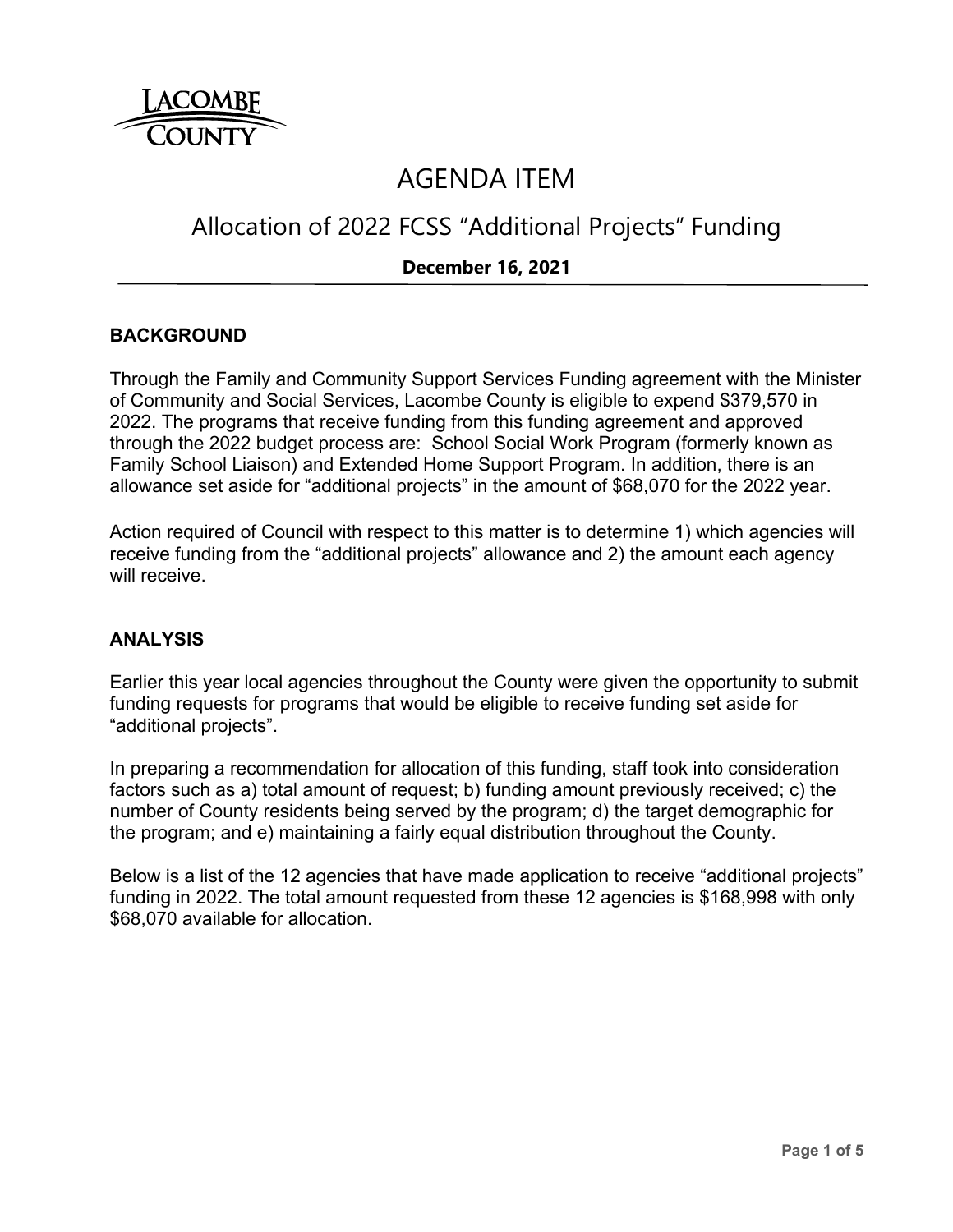# AGENDA ITEM

## Allocation of 2022 FCSS "Additional Projects" Funding

**December 16, 2021**

---

### BACKGROUND

Through the Family and Community Support Services Funding agreement with the Minister of Community and Social Services, Lacombe County is eligible to expend $379,570 in 2022. The programs that receive funding from this funding agreement and approved through the 2022 budget process are: School Social Work Program (formerly known as Family School Liaison) and Extended Home Support Program. In addition, there is an allowance set aside for "additional projects" in the amount of $68,070 for the 2022 year.

Action required of Council with respect to this matter is to determine 1) which agencies will receive funding from the "additional projects" allowance and 2) the amount each agency will receive.

### ANALYSIS

Earlier this year local agencies throughout the County were given the opportunity to submit funding requests for programs that would be eligible to receive funding set aside for "additional projects".

In preparing a recommendation for allocation of this funding, staff took into consideration factors such as a) total amount of request; b) funding amount previously received; c) the number of County residents being served by the program; d) the target demographic for the program; and e) maintaining a fairly equal distribution throughout the County.

Below is a list of the 12 agencies that have made application to receive "additional projects" funding in 2022. The total amount requested from these 12 agencies is $168,998 with only $68,070 available for allocation.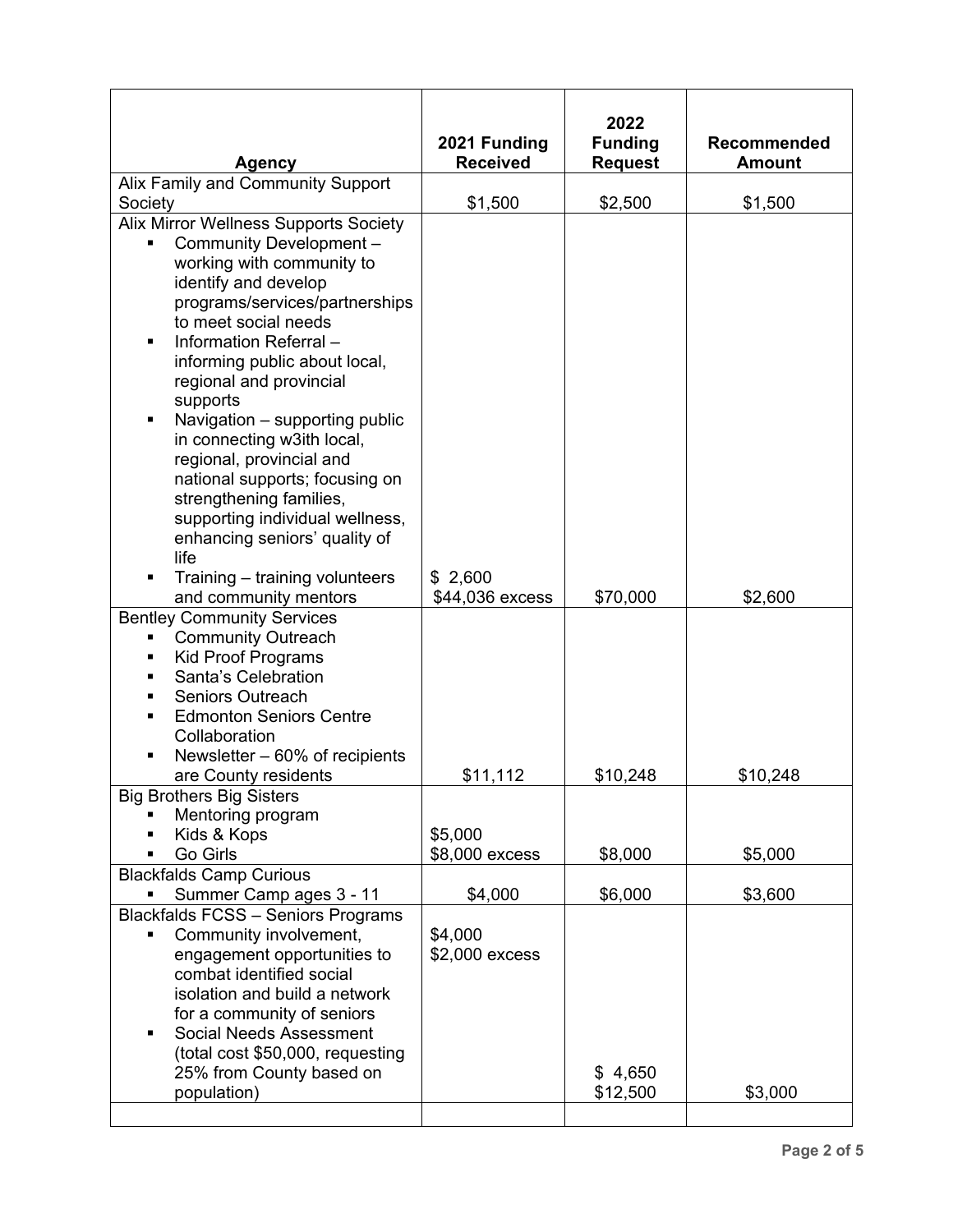| Agency | 2021 Funding Received | 2022 Funding Request | Recommended Amount |
|---|---|---|---|
| Alix Family and Community Support Society | $1,500 | $2,500 | $1,500 |
| Alix Mirror Wellness Supports Society<br>▪ Community Development – working with community to identify and develop programs/services/partnerships to meet social needs<br>▪ Information Referral – informing public about local, regional and provincial supports<br>▪ Navigation – supporting public in connecting w3ith local, regional, provincial and national supports; focusing on strengthening families, supporting individual wellness, enhancing seniors' quality of life<br>▪ Training – training volunteers and community mentors | $ 2,600<br>$44,036 excess | $70,000 | $2,600 |
| Bentley Community Services<br>▪ Community Outreach<br>▪ Kid Proof Programs<br>▪ Santa's Celebration<br>▪ Seniors Outreach<br>▪ Edmonton Seniors Centre Collaboration<br>▪ Newsletter – 60% of recipients are County residents | $11,112 | $10,248 | $10,248 |
| Big Brothers Big Sisters<br>▪ Mentoring program<br>▪ Kids & Kops<br>▪ Go Girls | $5,000<br>$8,000 excess | $8,000 | $5,000 |
| Blackfalds Camp Curious<br>▪ Summer Camp ages 3 - 11 | $4,000 | $6,000 | $3,600 |
| Blackfalds FCSS – Seniors Programs<br>▪ Community involvement, engagement opportunities to combat identified social isolation and build a network for a community of seniors<br>▪ Social Needs Assessment (total cost $50,000, requesting 25% from County based on population) | $4,000<br>$2,000 excess | $ 4,650<br>$12,500 | $3,000 |
| | | | |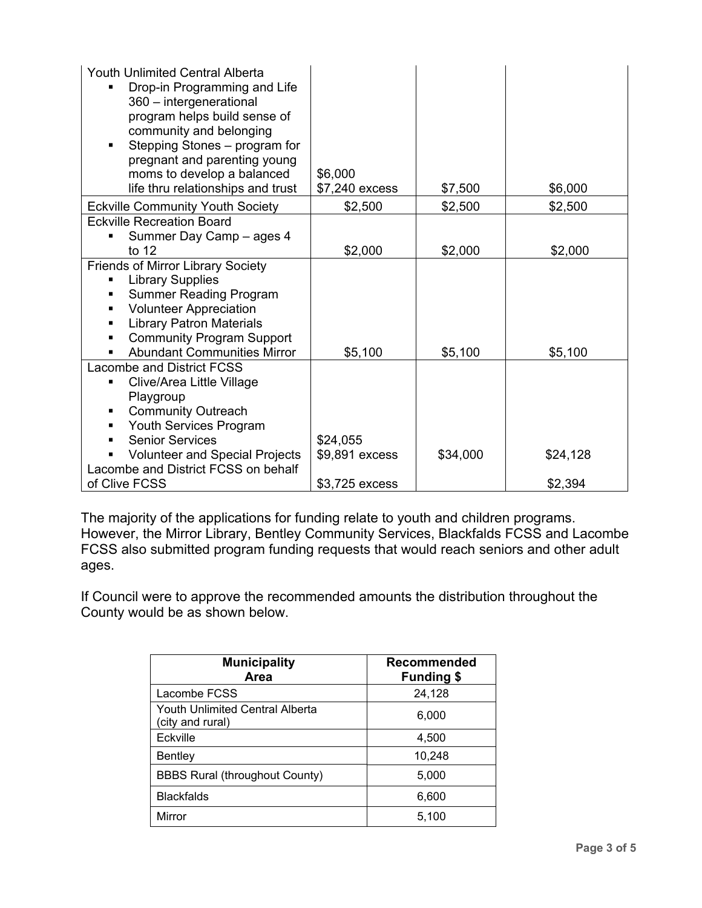| | | | |
|---|---|---|---|
| Youth Unlimited Central Alberta<br>▪ Drop-in Programming and Life 360 – intergenerational program helps build sense of community and belonging<br>▪ Stepping Stones – program for pregnant and parenting young moms to develop a balanced life thru relationships and trust | $6,000<br>$7,240 excess | $7,500 | $6,000 |
| Eckville Community Youth Society | $2,500 | $2,500 | $2,500 |
| Eckville Recreation Board<br>▪ Summer Day Camp – ages 4 to 12 | $2,000 | $2,000 | $2,000 |
| Friends of Mirror Library Society<br>▪ Library Supplies<br>▪ Summer Reading Program<br>▪ Volunteer Appreciation<br>▪ Library Patron Materials<br>▪ Community Program Support<br>▪ Abundant Communities Mirror | $5,100 | $5,100 | $5,100 |
| Lacombe and District FCSS<br>▪ Clive/Area Little Village Playgroup<br>▪ Community Outreach<br>▪ Youth Services Program<br>▪ Senior Services<br>▪ Volunteer and Special Projects<br>Lacombe and District FCSS on behalf of Clive FCSS | $24,055<br>$9,891 excess<br><br>$3,725 excess | $34,000 | $24,128<br><br>$2,394 |

The majority of the applications for funding relate to youth and children programs. However, the Mirror Library, Bentley Community Services, Blackfalds FCSS and Lacombe FCSS also submitted program funding requests that would reach seniors and other adult ages.

If Council were to approve the recommended amounts the distribution throughout the County would be as shown below.

| Municipality Area | Recommended Funding $ |
|---|---|
| Lacombe FCSS | 24,128 |
| Youth Unlimited Central Alberta (city and rural) | 6,000 |
| Eckville | 4,500 |
| Bentley | 10,248 |
| BBBS Rural (throughout County) | 5,000 |
| Blackfalds | 6,600 |
| Mirror | 5,100 |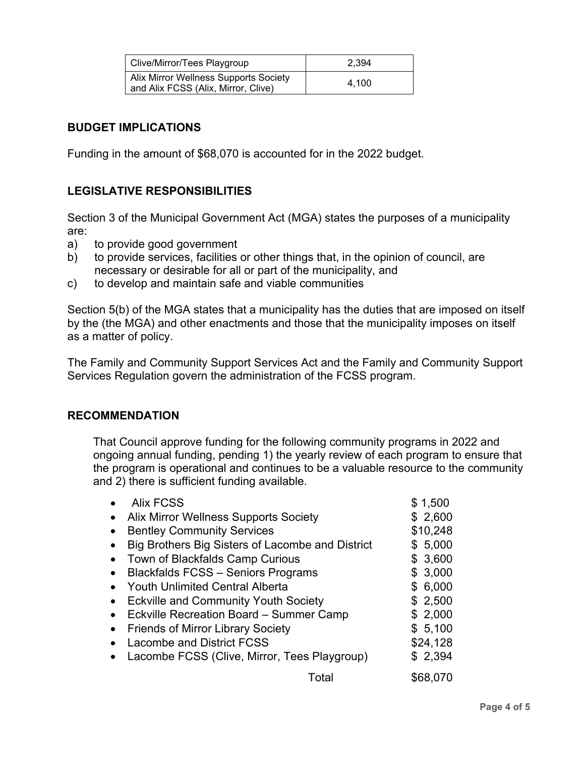| Clive/Mirror/Tees Playgroup | 2,394 |
|---|---|
| Alix Mirror Wellness Supports Society and Alix FCSS (Alix, Mirror, Clive) | 4,100 |

## BUDGET IMPLICATIONS

Funding in the amount of $68,070 is accounted for in the 2022 budget.

## LEGISLATIVE RESPONSIBILITIES

Section 3 of the Municipal Government Act (MGA) states the purposes of a municipality are:

a) to provide good government
b) to provide services, facilities or other things that, in the opinion of council, are necessary or desirable for all or part of the municipality, and
c) to develop and maintain safe and viable communities

Section 5(b) of the MGA states that a municipality has the duties that are imposed on itself by the (the MGA) and other enactments and those that the municipality imposes on itself as a matter of policy.

The Family and Community Support Services Act and the Family and Community Support Services Regulation govern the administration of the FCSS program.

## RECOMMENDATION

That Council approve funding for the following community programs in 2022 and ongoing annual funding, pending 1) the yearly review of each program to ensure that the program is operational and continues to be a valuable resource to the community and 2) there is sufficient funding available.

- Alix FCSS — $ 1,500
- Alix Mirror Wellness Supports Society — $ 2,600
- Bentley Community Services — $10,248
- Big Brothers Big Sisters of Lacombe and District — $ 5,000
- Town of Blackfalds Camp Curious — $ 3,600
- Blackfalds FCSS – Seniors Programs — $ 3,000
- Youth Unlimited Central Alberta — $ 6,000
- Eckville and Community Youth Society — $ 2,500
- Eckville Recreation Board – Summer Camp — $ 2,000
- Friends of Mirror Library Society — $ 5,100
- Lacombe and District FCSS — $24,128
- Lacombe FCSS (Clive, Mirror, Tees Playgroup) — $ 2,394

Total — $68,070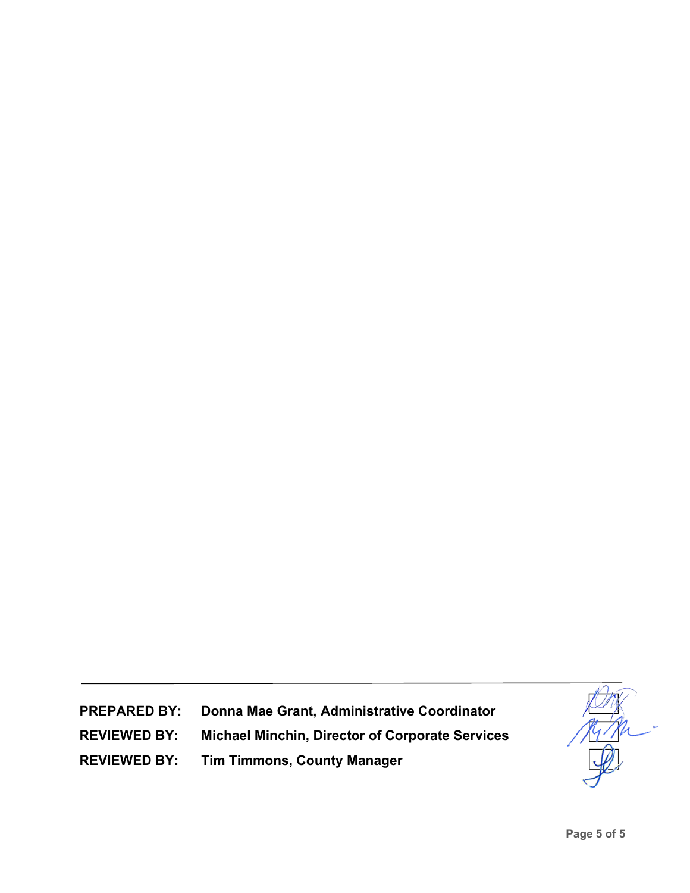**PREPARED BY:** **Donna Mae Grant, Administrative Coordinator**

**REVIEWED BY:** **Michael Minchin, Director of Corporate Services**

**REVIEWED BY:** **Tim Timmons, County Manager**